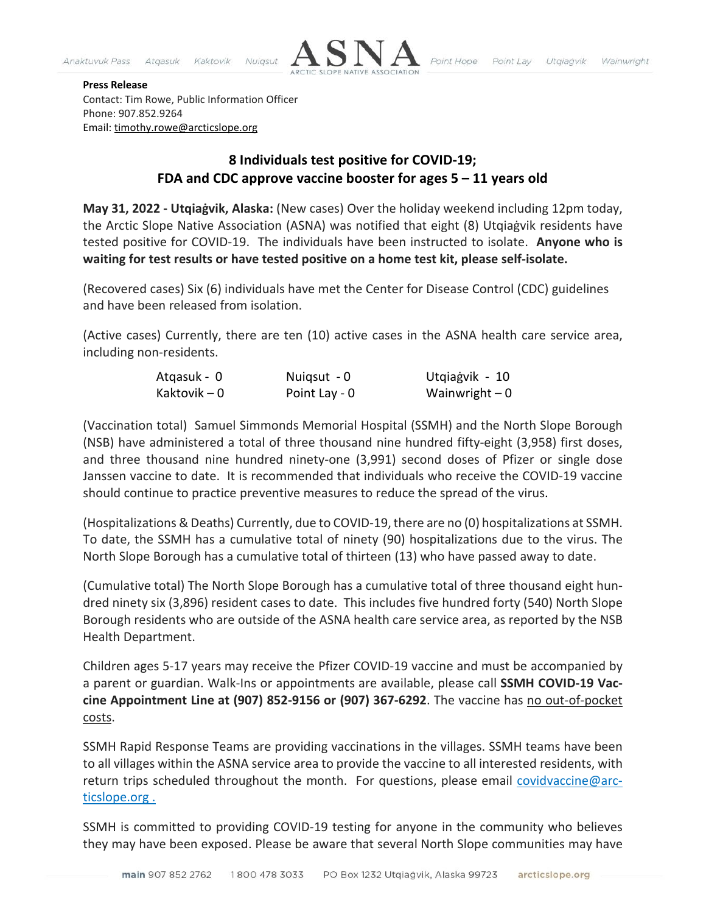**Press Release**
Contact: Tim Rowe, Public Information Officer
Phone: 907.852.9264
Email: timothy.rowe@arcticslope.org

## 8 Individuals test positive for COVID-19; FDA and CDC approve vaccine booster for ages 5 – 11 years old

**May 31, 2022 - Utqiaġvik, Alaska:** (New cases) Over the holiday weekend including 12pm today, the Arctic Slope Native Association (ASNA) was notified that eight (8) Utqiaġvik residents have tested positive for COVID-19. The individuals have been instructed to isolate. **Anyone who is waiting for test results or have tested positive on a home test kit, please self-isolate.**

(Recovered cases) Six (6) individuals have met the Center for Disease Control (CDC) guidelines and have been released from isolation.

(Active cases) Currently, there are ten (10) active cases in the ASNA health care service area, including non-residents.

| | | |
|---|---|---|
| Atqasuk - 0 | Nuiqsut - 0 | Utqiaġvik - 10 |
| Kaktovik – 0 | Point Lay - 0 | Wainwright – 0 |

(Vaccination total) Samuel Simmonds Memorial Hospital (SSMH) and the North Slope Borough (NSB) have administered a total of three thousand nine hundred fifty-eight (3,958) first doses, and three thousand nine hundred ninety-one (3,991) second doses of Pfizer or single dose Janssen vaccine to date. It is recommended that individuals who receive the COVID-19 vaccine should continue to practice preventive measures to reduce the spread of the virus.

(Hospitalizations & Deaths) Currently, due to COVID-19, there are no (0) hospitalizations at SSMH. To date, the SSMH has a cumulative total of ninety (90) hospitalizations due to the virus. The North Slope Borough has a cumulative total of thirteen (13) who have passed away to date.

(Cumulative total) The North Slope Borough has a cumulative total of three thousand eight hundred ninety six (3,896) resident cases to date. This includes five hundred forty (540) North Slope Borough residents who are outside of the ASNA health care service area, as reported by the NSB Health Department.

Children ages 5-17 years may receive the Pfizer COVID-19 vaccine and must be accompanied by a parent or guardian. Walk-Ins or appointments are available, please call **SSMH COVID-19 Vaccine Appointment Line at (907) 852-9156 or (907) 367-6292**. The vaccine has no out-of-pocket costs.

SSMH Rapid Response Teams are providing vaccinations in the villages. SSMH teams have been to all villages within the ASNA service area to provide the vaccine to all interested residents, with return trips scheduled throughout the month. For questions, please email covidvaccine@arcticslope.org .

SSMH is committed to providing COVID-19 testing for anyone in the community who believes they may have been exposed. Please be aware that several North Slope communities may have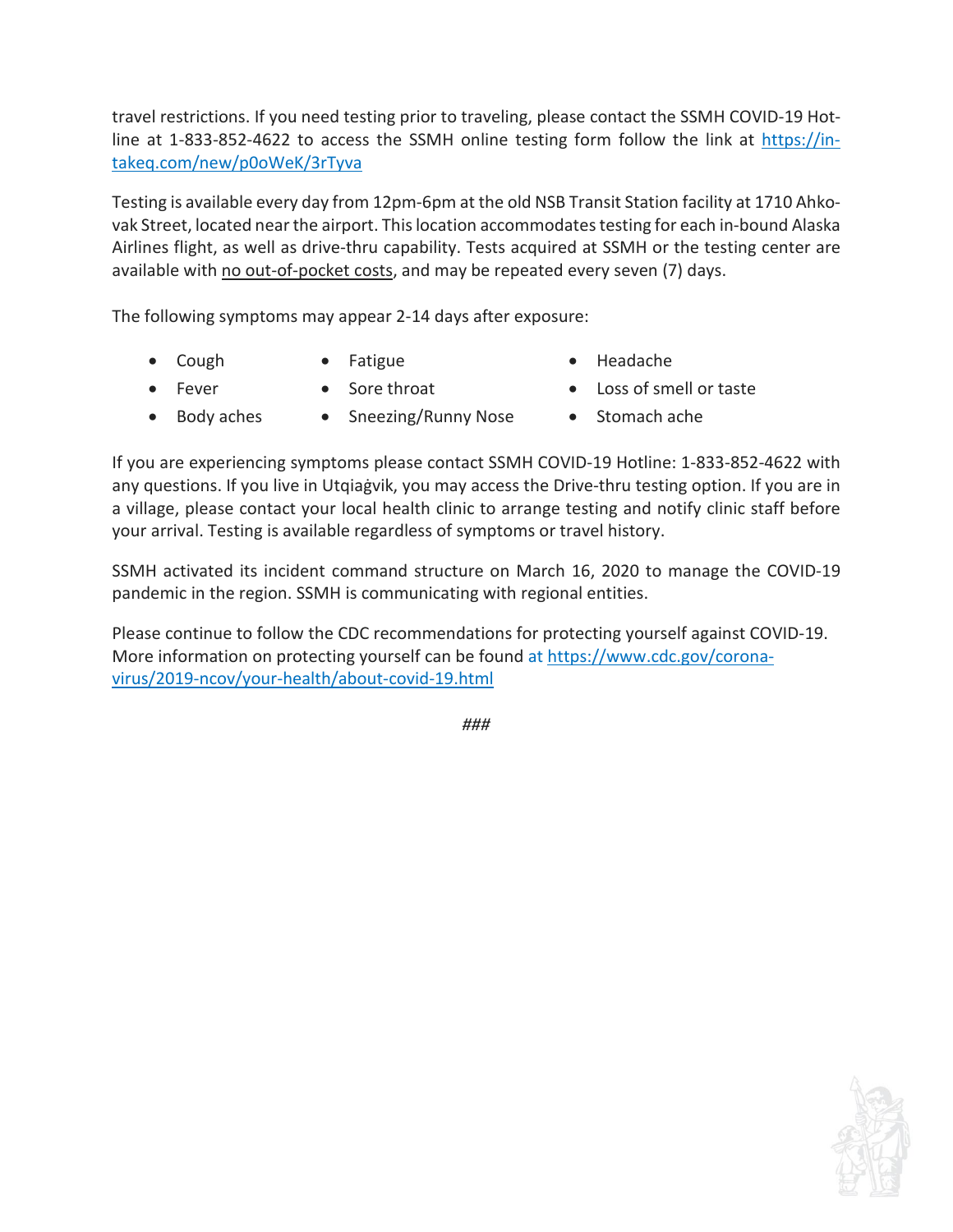travel restrictions. If you need testing prior to traveling, please contact the SSMH COVID-19 Hotline at 1-833-852-4622 to access the SSMH online testing form follow the link at https://intakeq.com/new/p0oWeK/3rTyva

Testing is available every day from 12pm-6pm at the old NSB Transit Station facility at 1710 Ahkovak Street, located near the airport. This location accommodates testing for each in-bound Alaska Airlines flight, as well as drive-thru capability. Tests acquired at SSMH or the testing center are available with no out-of-pocket costs, and may be repeated every seven (7) days.

The following symptoms may appear 2-14 days after exposure:

- Cough
- Fever
- Body aches
- Fatigue
- Sore throat
- Sneezing/Runny Nose
- Headache
- Loss of smell or taste
- Stomach ache

If you are experiencing symptoms please contact SSMH COVID-19 Hotline: 1-833-852-4622 with any questions. If you live in Utqiaġvik, you may access the Drive-thru testing option. If you are in a village, please contact your local health clinic to arrange testing and notify clinic staff before your arrival. Testing is available regardless of symptoms or travel history.

SSMH activated its incident command structure on March 16, 2020 to manage the COVID-19 pandemic in the region. SSMH is communicating with regional entities.

Please continue to follow the CDC recommendations for protecting yourself against COVID-19. More information on protecting yourself can be found at https://www.cdc.gov/coronavirus/2019-ncov/your-health/about-covid-19.html

###